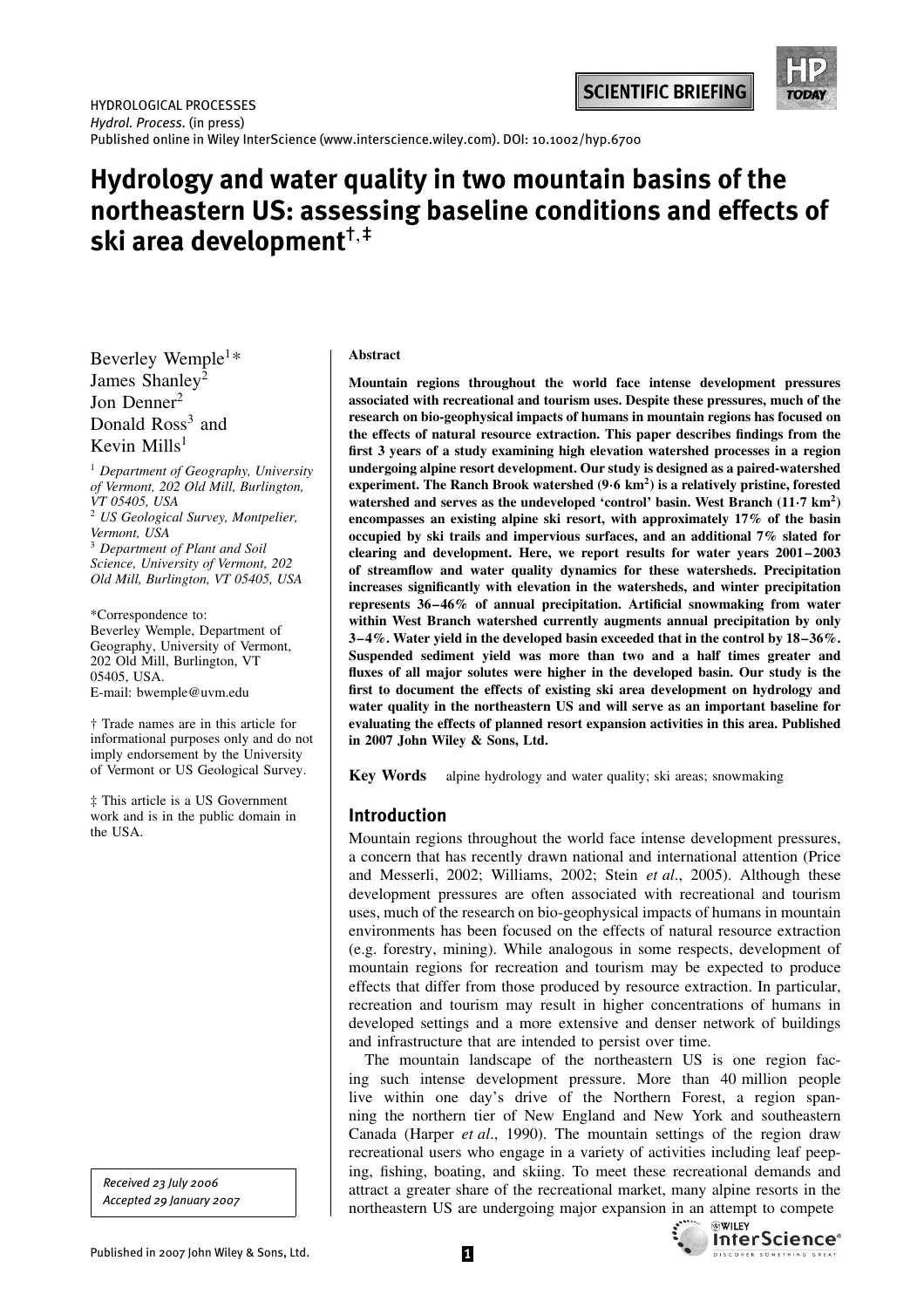HYDROLOGICAL PROCESSES
*Hydrol. Process.* (in press)
Published online in Wiley InterScience (www.interscience.wiley.com). DOI: 10.1002/hyp.6700

SCIENTIFIC BRIEFING

# Hydrology and water quality in two mountain basins of the northeastern US: assessing baseline conditions and effects of ski area development[†,‡]

Beverley Wemple[1]*
James Shanley[2]
Jon Denner[2]
Donald Ross[3] and
Kevin Mills[1]

[1] *Department of Geography, University of Vermont, 202 Old Mill, Burlington, VT 05405, USA*
[2] *US Geological Survey, Montpelier, Vermont, USA*
[3] *Department of Plant and Soil Science, University of Vermont, 202 Old Mill, Burlington, VT 05405, USA*

*Correspondence to:
Beverley Wemple, Department of Geography, University of Vermont, 202 Old Mill, Burlington, VT 05405, USA.
E-mail: bwemple@uvm.edu

† Trade names are in this article for informational purposes only and do not imply endorsement by the University of Vermont or US Geological Survey.

‡ This article is a US Government work and is in the public domain in the USA.

*Received 23 July 2006*
*Accepted 29 January 2007*

**Abstract**

**Mountain regions throughout the world face intense development pressures associated with recreational and tourism uses. Despite these pressures, much of the research on bio-geophysical impacts of humans in mountain regions has focused on the effects of natural resource extraction. This paper describes findings from the first 3 years of a study examining high elevation watershed processes in a region undergoing alpine resort development. Our study is designed as a paired-watershed experiment. The Ranch Brook watershed (9·6 km$^2$) is a relatively pristine, forested watershed and serves as the undeveloped 'control' basin. West Branch (11·7 km$^2$) encompasses an existing alpine ski resort, with approximately 17% of the basin occupied by ski trails and impervious surfaces, and an additional 7% slated for clearing and development. Here, we report results for water years 2001–2003 of streamflow and water quality dynamics for these watersheds. Precipitation increases significantly with elevation in the watersheds, and winter precipitation represents 36–46% of annual precipitation. Artificial snowmaking from water within West Branch watershed currently augments annual precipitation by only 3–4%. Water yield in the developed basin exceeded that in the control by 18–36%. Suspended sediment yield was more than two and a half times greater and fluxes of all major solutes were higher in the developed basin. Our study is the first to document the effects of existing ski area development on hydrology and water quality in the northeastern US and will serve as an important baseline for evaluating the effects of planned resort expansion activities in this area. Published in 2007 John Wiley & Sons, Ltd.**

**Key Words** alpine hydrology and water quality; ski areas; snowmaking

## Introduction

Mountain regions throughout the world face intense development pressures, a concern that has recently drawn national and international attention (Price and Messerli, 2002; Williams, 2002; Stein *et al*., 2005). Although these development pressures are often associated with recreational and tourism uses, much of the research on bio-geophysical impacts of humans in mountain environments has been focused on the effects of natural resource extraction (e.g. forestry, mining). While analogous in some respects, development of mountain regions for recreation and tourism may be expected to produce effects that differ from those produced by resource extraction. In particular, recreation and tourism may result in higher concentrations of humans in developed settings and a more extensive and denser network of buildings and infrastructure that are intended to persist over time.

The mountain landscape of the northeastern US is one region facing such intense development pressure. More than 40 million people live within one day's drive of the Northern Forest, a region spanning the northern tier of New England and New York and southeastern Canada (Harper *et al*., 1990). The mountain settings of the region draw recreational users who engage in a variety of activities including leaf peeping, fishing, boating, and skiing. To meet these recreational demands and attract a greater share of the recreational market, many alpine resorts in the northeastern US are undergoing major expansion in an attempt to compete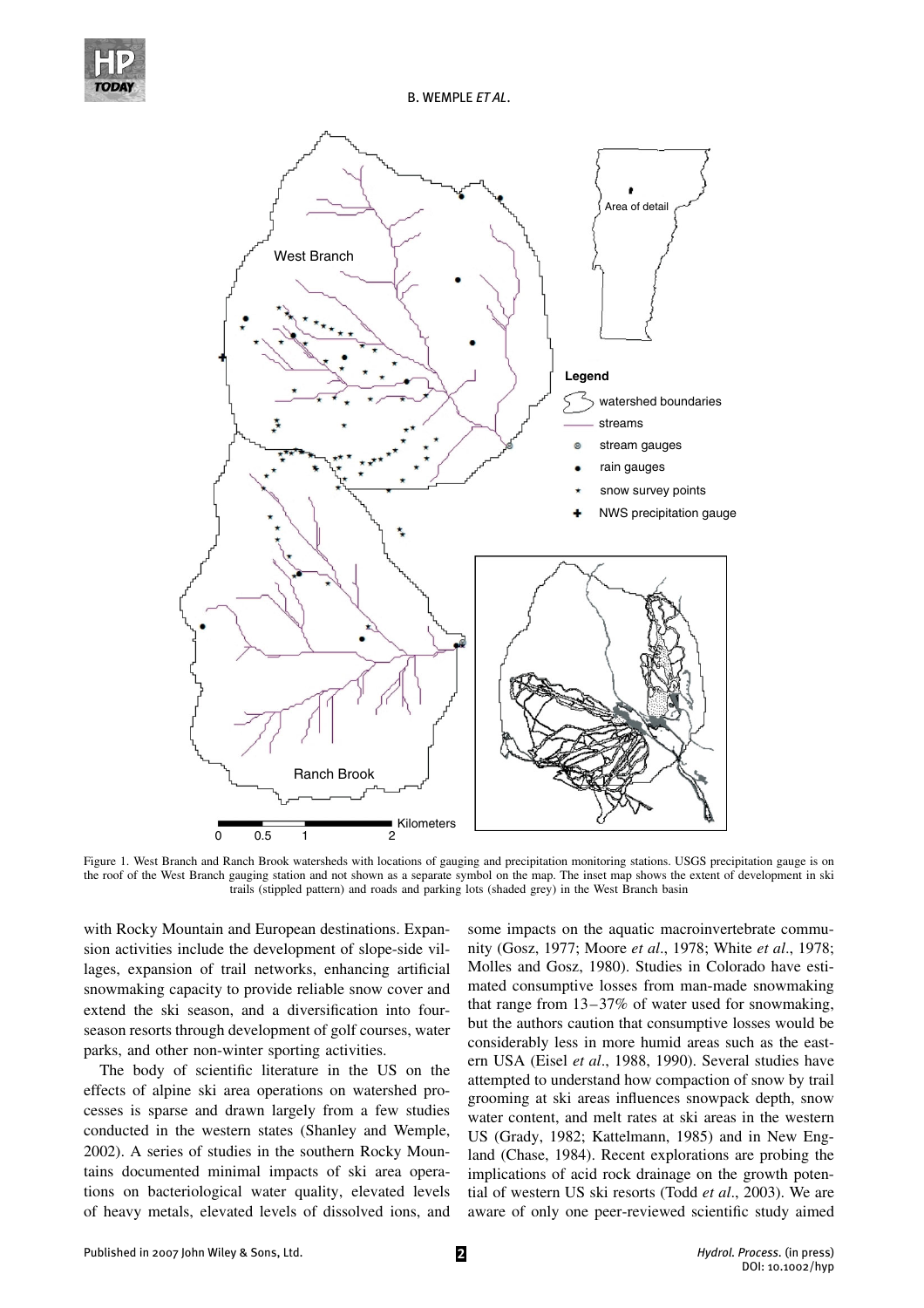Figure 1. West Branch and Ranch Brook watersheds with locations of gauging and precipitation monitoring stations. USGS precipitation gauge is on the roof of the West Branch gauging station and not shown as a separate symbol on the map. The inset map shows the extent of development in ski trails (stippled pattern) and roads and parking lots (shaded grey) in the West Branch basin

with Rocky Mountain and European destinations. Expansion activities include the development of slope-side villages, expansion of trail networks, enhancing artificial snowmaking capacity to provide reliable snow cover and extend the ski season, and a diversification into four-season resorts through development of golf courses, water parks, and other non-winter sporting activities.

The body of scientific literature in the US on the effects of alpine ski area operations on watershed processes is sparse and drawn largely from a few studies conducted in the western states (Shanley and Wemple, 2002). A series of studies in the southern Rocky Mountains documented minimal impacts of ski area operations on bacteriological water quality, elevated levels of heavy metals, elevated levels of dissolved ions, and some impacts on the aquatic macroinvertebrate community (Gosz, 1977; Moore *et al*., 1978; White *et al*., 1978; Molles and Gosz, 1980). Studies in Colorado have estimated consumptive losses from man-made snowmaking that range from 13–37% of water used for snowmaking, but the authors caution that consumptive losses would be considerably less in more humid areas such as the eastern USA (Eisel *et al*., 1988, 1990). Several studies have attempted to understand how compaction of snow by trail grooming at ski areas influences snowpack depth, snow water content, and melt rates at ski areas in the western US (Grady, 1982; Kattelmann, 1985) and in New England (Chase, 1984). Recent explorations are probing the implications of acid rock drainage on the growth potential of western US ski resorts (Todd *et al*., 2003). We are aware of only one peer-reviewed scientific study aimed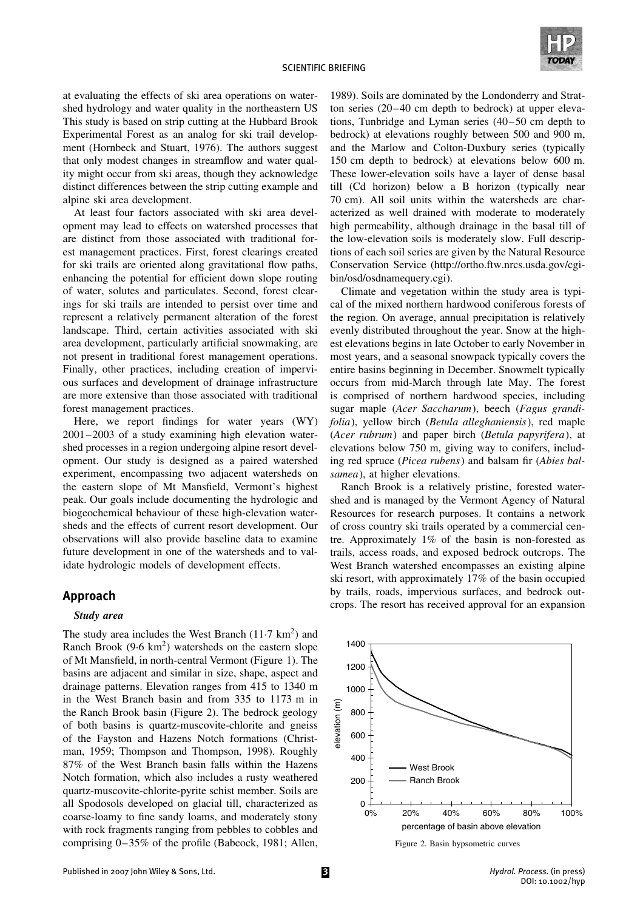at evaluating the effects of ski area operations on watershed hydrology and water quality in the northeastern US This study is based on strip cutting at the Hubbard Brook Experimental Forest as an analog for ski trail development (Hornbeck and Stuart, 1976). The authors suggest that only modest changes in streamflow and water quality might occur from ski areas, though they acknowledge distinct differences between the strip cutting example and alpine ski area development.

At least four factors associated with ski area development may lead to effects on watershed processes that are distinct from those associated with traditional forest management practices. First, forest clearings created for ski trails are oriented along gravitational flow paths, enhancing the potential for efficient down slope routing of water, solutes and particulates. Second, forest clearings for ski trails are intended to persist over time and represent a relatively permanent alteration of the forest landscape. Third, certain activities associated with ski area development, particularly artificial snowmaking, are not present in traditional forest management operations. Finally, other practices, including creation of impervious surfaces and development of drainage infrastructure are more extensive than those associated with traditional forest management practices.

Here, we report findings for water years (WY) 2001–2003 of a study examining high elevation watershed processes in a region undergoing alpine resort development. Our study is designed as a paired watershed experiment, encompassing two adjacent watersheds on the eastern slope of Mt Mansfield, Vermont's highest peak. Our goals include documenting the hydrologic and biogeochemical behaviour of these high-elevation watersheds and the effects of current resort development. Our observations will also provide baseline data to examine future development in one of the watersheds and to validate hydrologic models of development effects.

## Approach

### *Study area*

The study area includes the West Branch (11·7 $km^2$) and Ranch Brook (9·6 $km^2$) watersheds on the eastern slope of Mt Mansfield, in north-central Vermont (Figure 1). The basins are adjacent and similar in size, shape, aspect and drainage patterns. Elevation ranges from 415 to 1340 m in the West Branch basin and from 335 to 1173 m in the Ranch Brook basin (Figure 2). The bedrock geology of both basins is quartz-muscovite-chlorite and gneiss of the Fayston and Hazens Notch formations (Christman, 1959; Thompson and Thompson, 1998). Roughly 87% of the West Branch basin falls within the Hazens Notch formation, which also includes a rusty weathered quartz-muscovite-chlorite-pyrite schist member. Soils are all Spodosols developed on glacial till, characterized as coarse-loamy to fine sandy loams, and moderately stony with rock fragments ranging from pebbles to cobbles and comprising 0–35% of the profile (Babcock, 1981; Allen, 1989). Soils are dominated by the Londonderry and Stratton series (20–40 cm depth to bedrock) at upper elevations, Tunbridge and Lyman series (40–50 cm depth to bedrock) at elevations roughly between 500 and 900 m, and the Marlow and Colton-Duxbury series (typically 150 cm depth to bedrock) at elevations below 600 m. These lower-elevation soils have a layer of dense basal till (Cd horizon) below a B horizon (typically near 70 cm). All soil units within the watersheds are characterized as well drained with moderate to moderately high permeability, although drainage in the basal till of the low-elevation soils is moderately slow. Full descriptions of each soil series are given by the Natural Resource Conservation Service (http://ortho.ftw.nrcs.usda.gov/cgi-bin/osd/osdnamequery.cgi).

Climate and vegetation within the study area is typical of the mixed northern hardwood coniferous forests of the region. On average, annual precipitation is relatively evenly distributed throughout the year. Snow at the highest elevations begins in late October to early November in most years, and a seasonal snowpack typically covers the entire basins beginning in December. Snowmelt typically occurs from mid-March through late May. The forest is comprised of northern hardwood species, including sugar maple (*Acer Saccharum*), beech (*Fagus grandifolia*), yellow birch (*Betula alleghaniensis*), red maple (*Acer rubrum*) and paper birch (*Betula papyrifera*), at elevations below 750 m, giving way to conifers, including red spruce (*Picea rubens*) and balsam fir (*Abies balsamea*), at higher elevations.

Ranch Brook is a relatively pristine, forested watershed and is managed by the Vermont Agency of Natural Resources for research purposes. It contains a network of cross country ski trails operated by a commercial centre. Approximately 1% of the basin is non-forested as trails, access roads, and exposed bedrock outcrops. The West Branch watershed encompasses an existing alpine ski resort, with approximately 17% of the basin occupied by trails, roads, impervious surfaces, and bedrock outcrops. The resort has received approval for an expansion

Figure 2. Basin hypsometric curves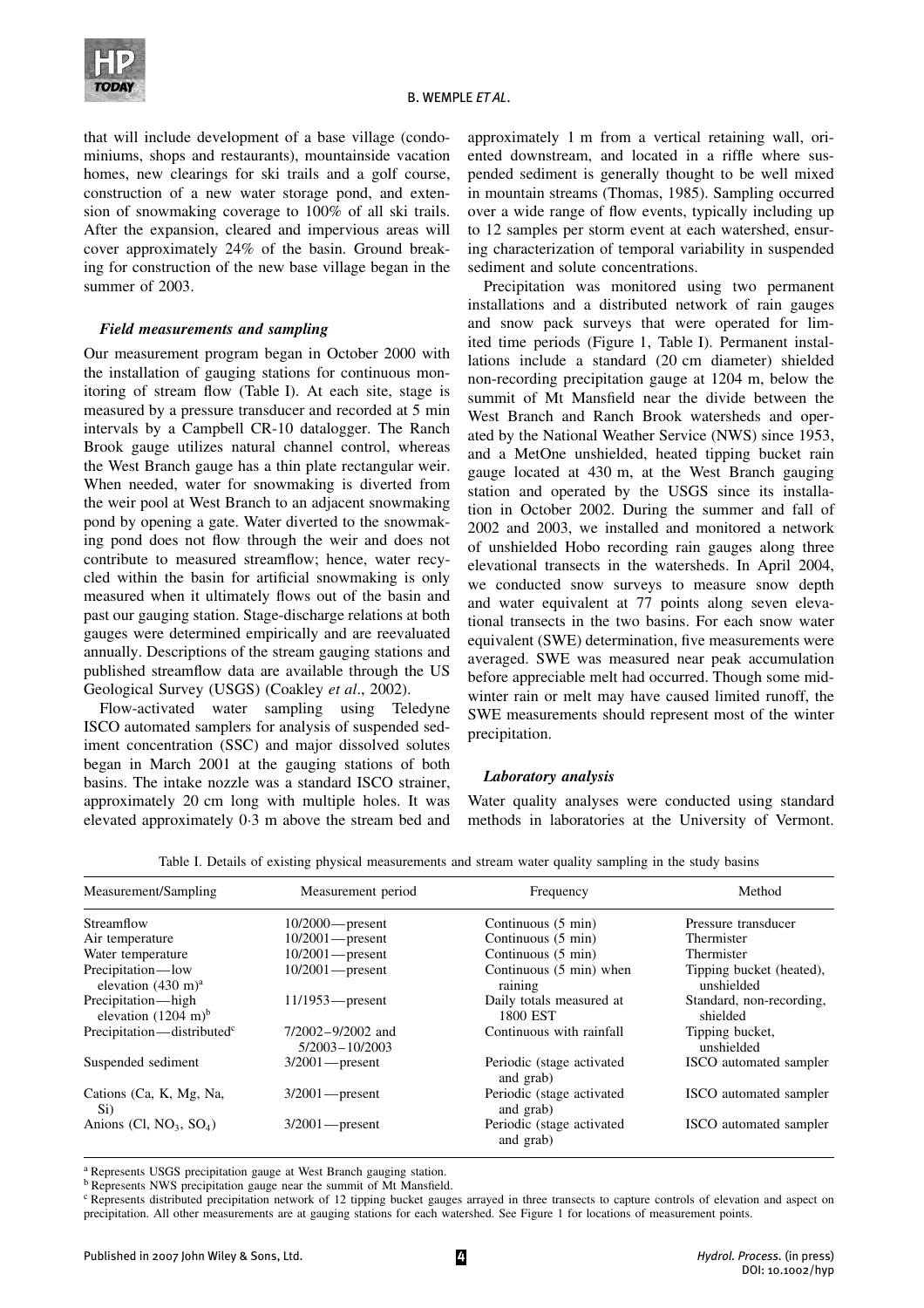that will include development of a base village (condominiums, shops and restaurants), mountainside vacation homes, new clearings for ski trails and a golf course, construction of a new water storage pond, and extension of snowmaking coverage to 100% of all ski trails. After the expansion, cleared and impervious areas will cover approximately 24% of the basin. Ground breaking for construction of the new base village began in the summer of 2003.

### *Field measurements and sampling*

Our measurement program began in October 2000 with the installation of gauging stations for continuous monitoring of stream flow (Table I). At each site, stage is measured by a pressure transducer and recorded at 5 min intervals by a Campbell CR-10 datalogger. The Ranch Brook gauge utilizes natural channel control, whereas the West Branch gauge has a thin plate rectangular weir. When needed, water for snowmaking is diverted from the weir pool at West Branch to an adjacent snowmaking pond by opening a gate. Water diverted to the snowmaking pond does not flow through the weir and does not contribute to measured streamflow; hence, water recycled within the basin for artificial snowmaking is only measured when it ultimately flows out of the basin and past our gauging station. Stage-discharge relations at both gauges were determined empirically and are reevaluated annually. Descriptions of the stream gauging stations and published streamflow data are available through the US Geological Survey (USGS) (Coakley *et al*., 2002).

Flow-activated water sampling using Teledyne ISCO automated samplers for analysis of suspended sediment concentration (SSC) and major dissolved solutes began in March 2001 at the gauging stations of both basins. The intake nozzle was a standard ISCO strainer, approximately 20 cm long with multiple holes. It was elevated approximately 0·3 m above the stream bed and approximately 1 m from a vertical retaining wall, oriented downstream, and located in a riffle where suspended sediment is generally thought to be well mixed in mountain streams (Thomas, 1985). Sampling occurred over a wide range of flow events, typically including up to 12 samples per storm event at each watershed, ensuring characterization of temporal variability in suspended sediment and solute concentrations.

Precipitation was monitored using two permanent installations and a distributed network of rain gauges and snow pack surveys that were operated for limited time periods (Figure 1, Table I). Permanent installations include a standard (20 cm diameter) shielded non-recording precipitation gauge at 1204 m, below the summit of Mt Mansfield near the divide between the West Branch and Ranch Brook watersheds and operated by the National Weather Service (NWS) since 1953, and a MetOne unshielded, heated tipping bucket rain gauge located at 430 m, at the West Branch gauging station and operated by the USGS since its installation in October 2002. During the summer and fall of 2002 and 2003, we installed and monitored a network of unshielded Hobo recording rain gauges along three elevational transects in the watersheds. In April 2004, we conducted snow surveys to measure snow depth and water equivalent at 77 points along seven elevational transects in the two basins. For each snow water equivalent (SWE) determination, five measurements were averaged. SWE was measured near peak accumulation before appreciable melt had occurred. Though some mid-winter rain or melt may have caused limited runoff, the SWE measurements should represent most of the winter precipitation.

### *Laboratory analysis*

Water quality analyses were conducted using standard methods in laboratories at the University of Vermont.

Table I. Details of existing physical measurements and stream water quality sampling in the study basins

| Measurement/Sampling | Measurement period | Frequency | Method |
|---|---|---|---|
| Streamflow | 10/2000—present | Continuous (5 min) | Pressure transducer |
| Air temperature | 10/2001—present | Continuous (5 min) | Thermister |
| Water temperature | 10/2001—present | Continuous (5 min) | Thermister |
| Precipitation—low elevation (430 m)[a] | 10/2001—present | Continuous (5 min) when raining | Tipping bucket (heated), unshielded |
| Precipitation—high elevation (1204 m)[b] | 11/1953—present | Daily totals measured at 1800 EST | Standard, non-recording, shielded |
| Precipitation—distributed[c] | 7/2002–9/2002 and 5/2003–10/2003 | Continuous with rainfall | Tipping bucket, unshielded |
| Suspended sediment | 3/2001—present | Periodic (stage activated and grab) | ISCO automated sampler |
| Cations (Ca, K, Mg, Na, Si) | 3/2001—present | Periodic (stage activated and grab) | ISCO automated sampler |
| Anions (Cl, $NO_3$, $SO_4$) | 3/2001—present | Periodic (stage activated and grab) | ISCO automated sampler |

[a] Represents USGS precipitation gauge at West Branch gauging station.
[b] Represents NWS precipitation gauge near the summit of Mt Mansfield.
[c] Represents distributed precipitation network of 12 tipping bucket gauges arrayed in three transects to capture controls of elevation and aspect on precipitation. All other measurements are at gauging stations for each watershed. See Figure 1 for locations of measurement points.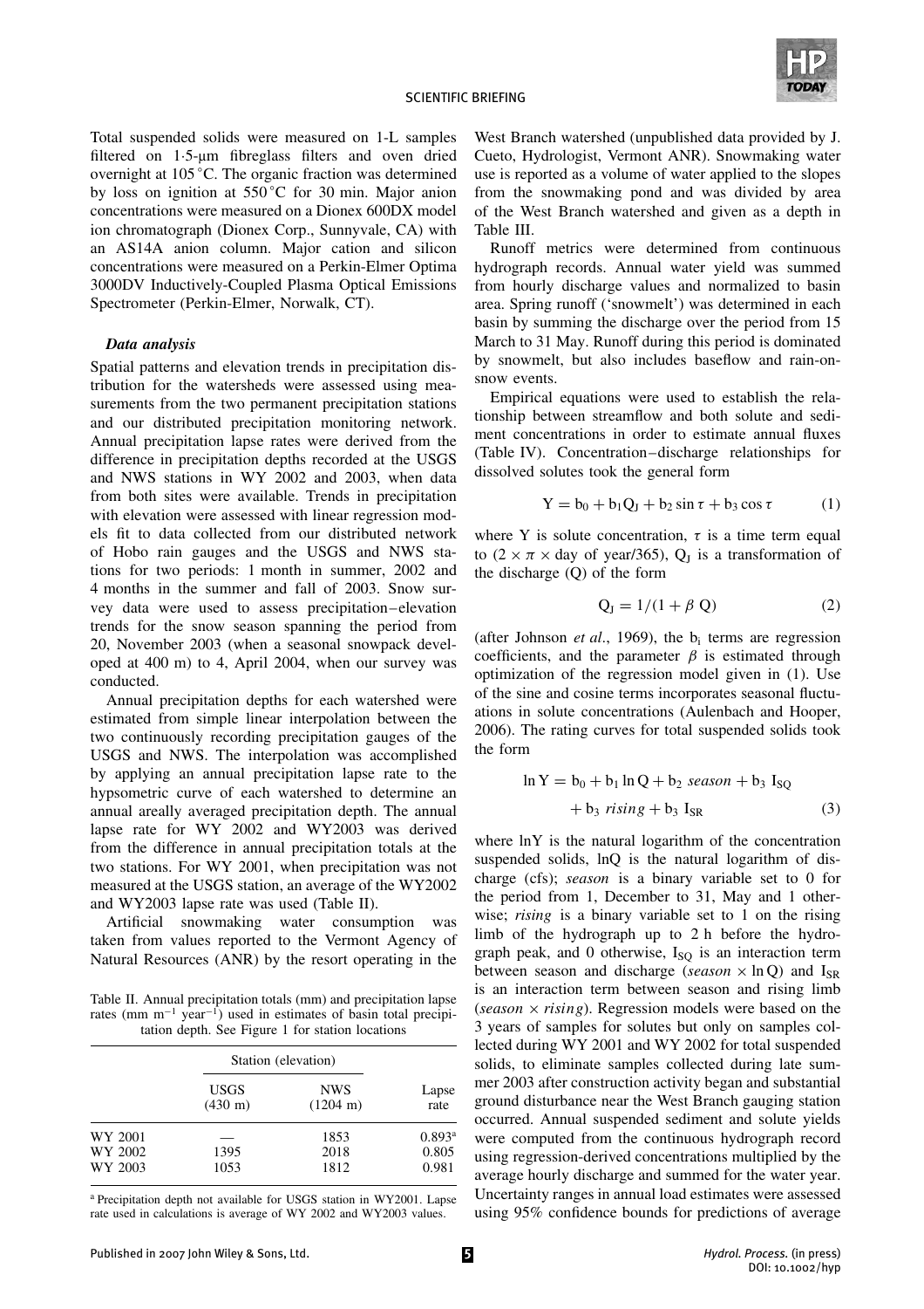Total suspended solids were measured on 1-L samples filtered on 1·5-μm fibreglass filters and oven dried overnight at 105 °C. The organic fraction was determined by loss on ignition at 550 °C for 30 min. Major anion concentrations were measured on a Dionex 600DX model ion chromatograph (Dionex Corp., Sunnyvale, CA) with an AS14A anion column. Major cation and silicon concentrations were measured on a Perkin-Elmer Optima 3000DV Inductively-Coupled Plasma Optical Emissions Spectrometer (Perkin-Elmer, Norwalk, CT).

### *Data analysis*

Spatial patterns and elevation trends in precipitation distribution for the watersheds were assessed using measurements from the two permanent precipitation stations and our distributed precipitation monitoring network. Annual precipitation lapse rates were derived from the difference in precipitation depths recorded at the USGS and NWS stations in WY 2002 and 2003, when data from both sites were available. Trends in precipitation with elevation were assessed with linear regression models fit to data collected from our distributed network of Hobo rain gauges and the USGS and NWS stations for two periods: 1 month in summer, 2002 and 4 months in the summer and fall of 2003. Snow survey data were used to assess precipitation–elevation trends for the snow season spanning the period from 20, November 2003 (when a seasonal snowpack developed at 400 m) to 4, April 2004, when our survey was conducted.

Annual precipitation depths for each watershed were estimated from simple linear interpolation between the two continuously recording precipitation gauges of the USGS and NWS. The interpolation was accomplished by applying an annual precipitation lapse rate to the hypsometric curve of each watershed to determine an annual areally averaged precipitation depth. The annual lapse rate for WY 2002 and WY2003 was derived from the difference in annual precipitation totals at the two stations. For WY 2001, when precipitation was not measured at the USGS station, an average of the WY2002 and WY2003 lapse rate was used (Table II).

Artificial snowmaking water consumption was taken from values reported to the Vermont Agency of Natural Resources (ANR) by the resort operating in the West Branch watershed (unpublished data provided by J. Cueto, Hydrologist, Vermont ANR). Snowmaking water use is reported as a volume of water applied to the slopes from the snowmaking pond and was divided by area of the West Branch watershed and given as a depth in Table III.

Table II. Annual precipitation totals (mm) and precipitation lapse rates (mm $m^{-1}$ $year^{-1}$) used in estimates of basin total precipitation depth. See Figure 1 for station locations

| | Station (elevation) | | |
|---|---|---|---|
| | USGS (430 m) | NWS (1204 m) | Lapse rate |
| WY 2001 | — | 1853 | 0.893[a] |
| WY 2002 | 1395 | 2018 | 0.805 |
| WY 2003 | 1053 | 1812 | 0.981 |

[a] Precipitation depth not available for USGS station in WY2001. Lapse rate used in calculations is average of WY 2002 and WY2003 values.

Runoff metrics were determined from continuous hydrograph records. Annual water yield was summed from hourly discharge values and normalized to basin area. Spring runoff ('snowmelt') was determined in each basin by summing the discharge over the period from 15 March to 31 May. Runoff during this period is dominated by snowmelt, but also includes baseflow and rain-on-snow events.

Empirical equations were used to establish the relationship between streamflow and both solute and sediment concentrations in order to estimate annual fluxes (Table IV). Concentration–discharge relationships for dissolved solutes took the general form

$$Y = b_0 + b_1 Q_J + b_2 \sin\tau + b_3 \cos\tau \qquad (1)$$

where Y is solute concentration, $\tau$ is a time term equal to ($2 \times \pi \times$ day of year/365), $Q_J$ is a transformation of the discharge (Q) of the form

$$Q_J = 1/(1 + \beta\, Q) \qquad (2)$$

(after Johnson *et al.*, 1969), the $b_i$ terms are regression coefficients, and the parameter $\beta$ is estimated through optimization of the regression model given in (1). Use of the sine and cosine terms incorporates seasonal fluctuations in solute concentrations (Aulenbach and Hooper, 2006). The rating curves for total suspended solids took the form

$$\ln Y = b_0 + b_1 \ln Q + b_2\, season + b_3\, I_{SQ} + b_3\, rising + b_3\, I_{SR} \qquad (3)$$

where lnY is the natural logarithm of the concentration suspended solids, lnQ is the natural logarithm of discharge (cfs); *season* is a binary variable set to 0 for the period from 1, December to 31, May and 1 otherwise; *rising* is a binary variable set to 1 on the rising limb of the hydrograph up to 2 h before the hydrograph peak, and 0 otherwise, $I_{SQ}$ is an interaction term between season and discharge ($season \times \ln Q$) and $I_{SR}$ is an interaction term between season and rising limb ($season \times rising$). Regression models were based on the 3 years of samples for solutes but only on samples collected during WY 2001 and WY 2002 for total suspended solids, to eliminate samples collected during late summer 2003 after construction activity began and substantial ground disturbance near the West Branch gauging station occurred. Annual suspended sediment and solute yields were computed from the continuous hydrograph record using regression-derived concentrations multiplied by the average hourly discharge and summed for the water year. Uncertainty ranges in annual load estimates were assessed using 95% confidence bounds for predictions of average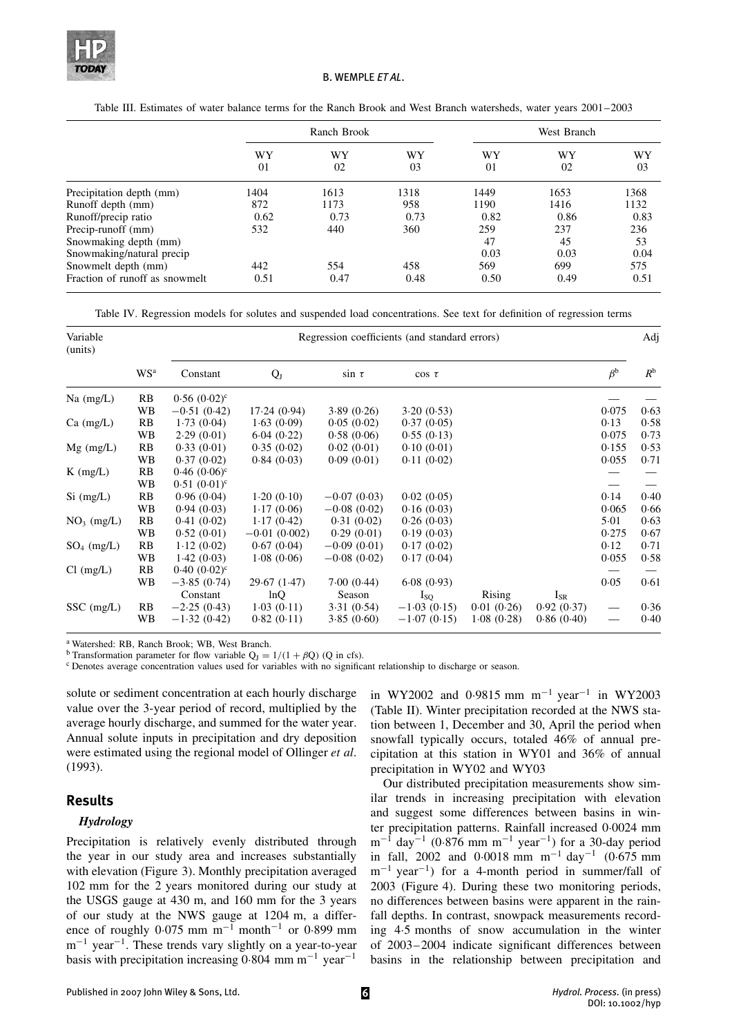Table III. Estimates of water balance terms for the Ranch Brook and West Branch watersheds, water years 2001–2003

| | Ranch Brook | | | West Branch | | |
|---|---|---|---|---|---|---|
| | WY 01 | WY 02 | WY 03 | WY 01 | WY 02 | WY 03 |
| Precipitation depth (mm) | 1404 | 1613 | 1318 | 1449 | 1653 | 1368 |
| Runoff depth (mm) | 872 | 1173 | 958 | 1190 | 1416 | 1132 |
| Runoff/precip ratio | 0.62 | 0.73 | 0.73 | 0.82 | 0.86 | 0.83 |
| Precip-runoff (mm) | 532 | 440 | 360 | 259 | 237 | 236 |
| Snowmaking depth (mm) | | | | 47 | 45 | 53 |
| Snowmaking/natural precip | | | | 0.03 | 0.03 | 0.04 |
| Snowmelt depth (mm) | 442 | 554 | 458 | 569 | 699 | 575 |
| Fraction of runoff as snowmelt | 0.51 | 0.47 | 0.48 | 0.50 | 0.49 | 0.51 |

Table IV. Regression models for solutes and suspended load concentrations. See text for definition of regression terms

| Variable (units) | WS[a] | Constant | $Q_J$ | $\sin\tau$ | $\cos\tau$ | | | $\beta$[b] | Adj $R$[b] |
|---|---|---|---|---|---|---|---|---|---|
| Na (mg/L) | RB | 0·56 (0·02)[c] | | | | | | — | — |
| | WB | −0·51 (0·42) | 17·24 (0·94) | 3·89 (0·26) | 3·20 (0·53) | | | 0.075 | 0.63 |
| Ca (mg/L) | RB | 1·73 (0·04) | 1·63 (0·09) | 0·05 (0·02) | 0·37 (0·05) | | | 0·13 | 0.58 |
| | WB | 2·29 (0·01) | 6·04 (0·22) | 0·58 (0·06) | 0·55 (0·13) | | | 0.075 | 0·73 |
| Mg (mg/L) | RB | 0·33 (0·01) | 0·35 (0·02) | 0·02 (0·01) | 0·10 (0·01) | | | 0.155 | 0.53 |
| | WB | 0·37 (0·02) | 0·84 (0·03) | 0·09 (0·01) | 0·11 (0·02) | | | 0.055 | 0·71 |
| K (mg/L) | RB | 0·46 (0·06)[c] | | | | | | — | — |
| | WB | 0·51 (0·01)[c] | | | | | | — | — |
| Si (mg/L) | RB | 0·96 (0·04) | 1·20 (0·10) | −0·07 (0·03) | 0·02 (0·05) | | | 0·14 | 0·40 |
| | WB | 0·94 (0·03) | 1·17 (0·06) | −0·08 (0·02) | 0·16 (0·03) | | | 0.065 | 0.66 |
| $NO_3$ (mg/L) | RB | 0·41 (0·02) | 1·17 (0·42) | 0·31 (0·02) | 0·26 (0·03) | | | 5·01 | 0·63 |
| | WB | 0·52 (0·01) | −0·01 (0·002) | 0·29 (0·01) | 0·19 (0·03) | | | 0·275 | 0·67 |
| $SO_4$ (mg/L) | RB | 1·12 (0·02) | 0·67 (0·04) | −0·09 (0·01) | 0·17 (0·02) | | | 0·12 | 0·71 |
| | WB | 1·42 (0·03) | 1·08 (0·06) | −0·08 (0·02) | 0·17 (0·04) | | | 0.055 | 0·58 |
| Cl (mg/L) | RB | 0·40 (0·02)[c] | | | | | | — | — |
| | WB | −3·85 (0·74) | 29·67 (1·47) | 7·00 (0·44) | 6·08 (0·93) | | | 0.05 | 0·61 |
| | | Constant | lnQ | Season | $I_{SQ}$ | Rising | $I_{SR}$ | | |
| SSC (mg/L) | RB | −2·25 (0·43) | 1·03 (0·11) | 3·31 (0·54) | −1·03 (0·15) | 0·01 (0·26) | 0·92 (0·37) | — | 0·36 |
| | WB | −1·32 (0·42) | 0·82 (0·11) | 3·85 (0·60) | −1·07 (0·15) | 1·08 (0·28) | 0·86 (0·40) | — | 0·40 |

[a] Watershed: RB, Ranch Brook; WB, West Branch.
[b] Transformation parameter for flow variable $Q_J = 1/(1 + \beta Q)$ (Q in cfs).
[c] Denotes average concentration values used for variables with no significant relationship to discharge or season.

solute or sediment concentration at each hourly discharge value over the 3-year period of record, multiplied by the average hourly discharge, and summed for the water year. Annual solute inputs in precipitation and dry deposition were estimated using the regional model of Ollinger *et al*. (1993).

## Results

### *Hydrology*

Precipitation is relatively evenly distributed through the year in our study area and increases substantially with elevation (Figure 3). Monthly precipitation averaged 102 mm for the 2 years monitored during our study at the USGS gauge at 430 m, and 160 mm for the 3 years of our study at the NWS gauge at 1204 m, a difference of roughly 0·075 mm $m^{-1}$ $month^{-1}$ or 0·899 mm $m^{-1}$ $year^{-1}$. These trends vary slightly on a year-to-year basis with precipitation increasing 0·804 mm $m^{-1}$ $year^{-1}$ in WY2002 and 0·9815 mm $m^{-1}$ $year^{-1}$ in WY2003 (Table II). Winter precipitation recorded at the NWS station between 1, December and 30, April the period when snowfall typically occurs, totaled 46% of annual precipitation at this station in WY01 and 36% of annual precipitation in WY02 and WY03

Our distributed precipitation measurements show similar trends in increasing precipitation with elevation and suggest some differences between basins in winter precipitation patterns. Rainfall increased 0·0024 mm $m^{-1}$ $day^{-1}$ (0·876 mm $m^{-1}$ $year^{-1}$) for a 30-day period in fall, 2002 and 0·0018 mm $m^{-1}$ $day^{-1}$ (0·675 mm $m^{-1}$ $year^{-1}$) for a 4-month period in summer/fall of 2003 (Figure 4). During these two monitoring periods, no differences between basins were apparent in the rainfall depths. In contrast, snowpack measurements recording 4·5 months of snow accumulation in the winter of 2003–2004 indicate significant differences between basins in the relationship between precipitation and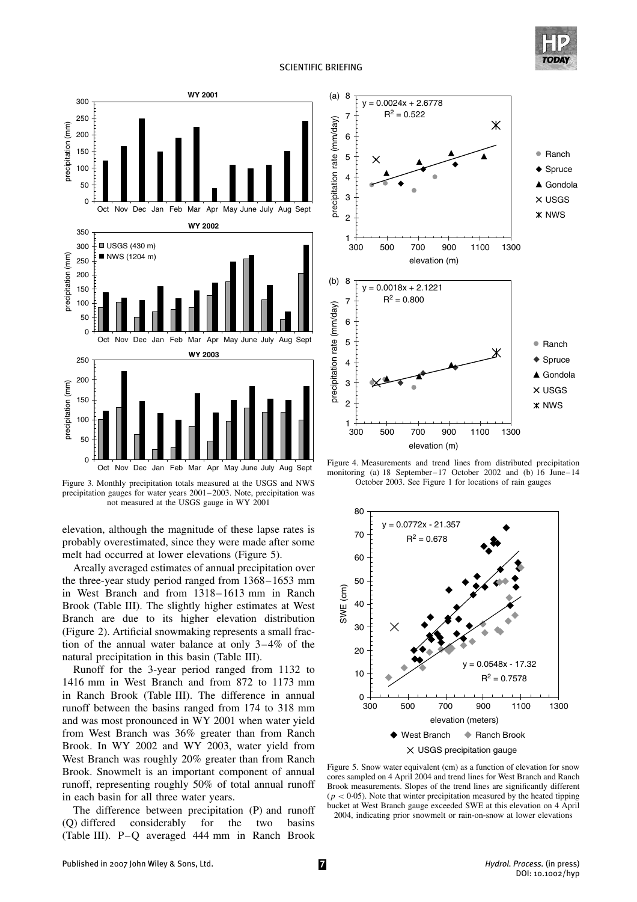Figure 3. Monthly precipitation totals measured at the USGS and NWS precipitation gauges for water years 2001–2003. Note, precipitation was not measured at the USGS gauge in WY 2001

Figure 4. Measurements and trend lines from distributed precipitation monitoring (a) 18 September–17 October 2002 and (b) 16 June–14 October 2003. See Figure 1 for locations of rain gauges

elevation, although the magnitude of these lapse rates is probably overestimated, since they were made after some melt had occurred at lower elevations (Figure 5).

Areally averaged estimates of annual precipitation over the three-year study period ranged from 1368–1653 mm in West Branch and from 1318–1613 mm in Ranch Brook (Table III). The slightly higher estimates at West Branch are due to its higher elevation distribution (Figure 2). Artificial snowmaking represents a small fraction of the annual water balance at only 3–4% of the natural precipitation in this basin (Table III).

Runoff for the 3-year period ranged from 1132 to 1416 mm in West Branch and from 872 to 1173 mm in Ranch Brook (Table III). The difference in annual runoff between the basins ranged from 174 to 318 mm and was most pronounced in WY 2001 when water yield from West Branch was 36% greater than from Ranch Brook. In WY 2002 and WY 2003, water yield from West Branch was roughly 20% greater than from Ranch Brook. Snowmelt is an important component of annual runoff, representing roughly 50% of total annual runoff in each basin for all three water years.

The difference between precipitation (P) and runoff (Q) differed considerably for the two basins (Table III). P–Q averaged 444 mm in Ranch Brook

Figure 5. Snow water equivalent (cm) as a function of elevation for snow cores sampled on 4 April 2004 and trend lines for West Branch and Ranch Brook measurements. Slopes of the trend lines are significantly different ($p < 0.05$). Note that winter precipitation measured by the heated tipping bucket at West Branch gauge exceeded SWE at this elevation on 4 April 2004, indicating prior snowmelt or rain-on-snow at lower elevations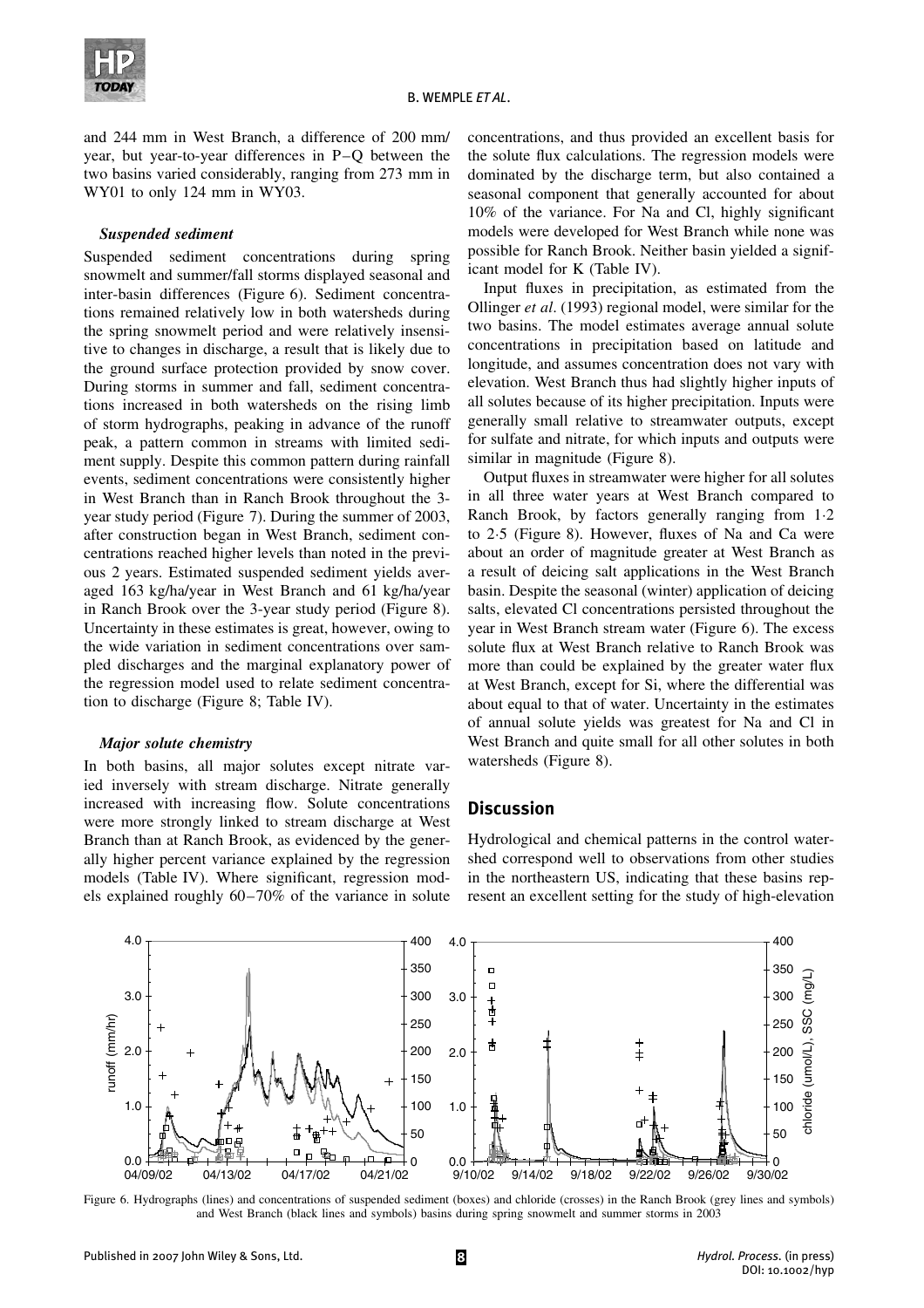and 244 mm in West Branch, a difference of 200 mm/year, but year-to-year differences in P–Q between the two basins varied considerably, ranging from 273 mm in WY01 to only 124 mm in WY03.

### *Suspended sediment*

Suspended sediment concentrations during spring snowmelt and summer/fall storms displayed seasonal and inter-basin differences (Figure 6). Sediment concentrations remained relatively low in both watersheds during the spring snowmelt period and were relatively insensitive to changes in discharge, a result that is likely due to the ground surface protection provided by snow cover. During storms in summer and fall, sediment concentrations increased in both watersheds on the rising limb of storm hydrographs, peaking in advance of the runoff peak, a pattern common in streams with limited sediment supply. Despite this common pattern during rainfall events, sediment concentrations were consistently higher in West Branch than in Ranch Brook throughout the 3-year study period (Figure 7). During the summer of 2003, after construction began in West Branch, sediment concentrations reached higher levels than noted in the previous 2 years. Estimated suspended sediment yields averaged 163 kg/ha/year in West Branch and 61 kg/ha/year in Ranch Brook over the 3-year study period (Figure 8). Uncertainty in these estimates is great, however, owing to the wide variation in sediment concentrations over sampled discharges and the marginal explanatory power of the regression model used to relate sediment concentration to discharge (Figure 8; Table IV).

### *Major solute chemistry*

In both basins, all major solutes except nitrate varied inversely with stream discharge. Nitrate generally increased with increasing flow. Solute concentrations were more strongly linked to stream discharge at West Branch than at Ranch Brook, as evidenced by the generally higher percent variance explained by the regression models (Table IV). Where significant, regression models explained roughly 60–70% of the variance in solute concentrations, and thus provided an excellent basis for the solute flux calculations. The regression models were dominated by the discharge term, but also contained a seasonal component that generally accounted for about 10% of the variance. For Na and Cl, highly significant models were developed for West Branch while none was possible for Ranch Brook. Neither basin yielded a significant model for K (Table IV).

Input fluxes in precipitation, as estimated from the Ollinger *et al*. (1993) regional model, were similar for the two basins. The model estimates average annual solute concentrations in precipitation based on latitude and longitude, and assumes concentration does not vary with elevation. West Branch thus had slightly higher inputs of all solutes because of its higher precipitation. Inputs were generally small relative to streamwater outputs, except for sulfate and nitrate, for which inputs and outputs were similar in magnitude (Figure 8).

Output fluxes in streamwater were higher for all solutes in all three water years at West Branch compared to Ranch Brook, by factors generally ranging from 1·2 to 2·5 (Figure 8). However, fluxes of Na and Ca were about an order of magnitude greater at West Branch as a result of deicing salt applications in the West Branch basin. Despite the seasonal (winter) application of deicing salts, elevated Cl concentrations persisted throughout the year in West Branch stream water (Figure 6). The excess solute flux at West Branch relative to Ranch Brook was more than could be explained by the greater water flux at West Branch, except for Si, where the differential was about equal to that of water. Uncertainty in the estimates of annual solute yields was greatest for Na and Cl in West Branch and quite small for all other solutes in both watersheds (Figure 8).

## Discussion

Hydrological and chemical patterns in the control watershed correspond well to observations from other studies in the northeastern US, indicating that these basins represent an excellent setting for the study of high-elevation

Figure 6. Hydrographs (lines) and concentrations of suspended sediment (boxes) and chloride (crosses) in the Ranch Brook (grey lines and symbols) and West Branch (black lines and symbols) basins during spring snowmelt and summer storms in 2003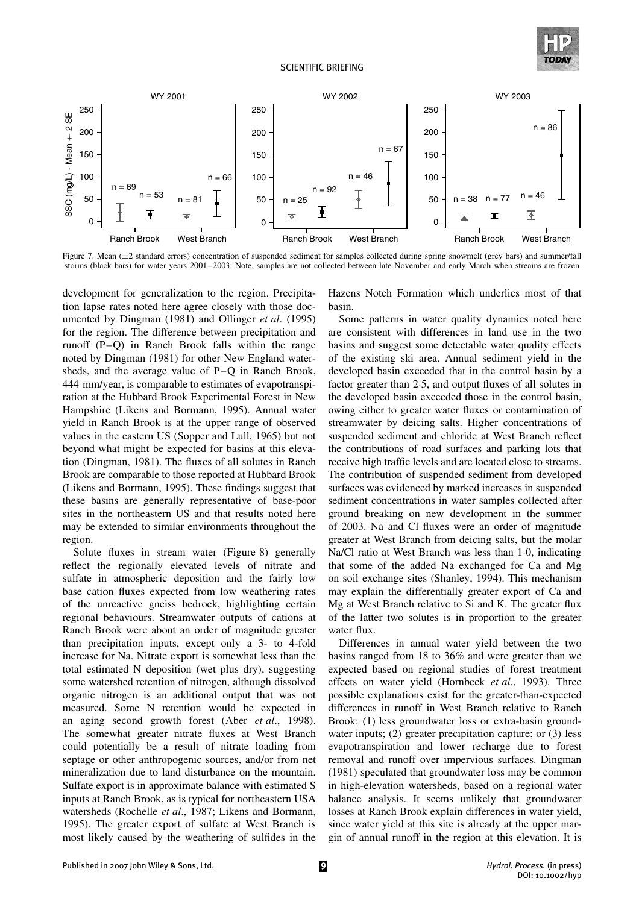Figure 7. Mean (±2 standard errors) concentration of suspended sediment for samples collected during spring snowmelt (grey bars) and summer/fall storms (black bars) for water years 2001–2003. Note, samples are not collected between late November and early March when streams are frozen

development for generalization to the region. Precipitation lapse rates noted here agree closely with those documented by Dingman (1981) and Ollinger *et al*. (1995) for the region. The difference between precipitation and runoff (P–Q) in Ranch Brook falls within the range noted by Dingman (1981) for other New England watersheds, and the average value of P–Q in Ranch Brook, 444 mm/year, is comparable to estimates of evapotranspiration at the Hubbard Brook Experimental Forest in New Hampshire (Likens and Bormann, 1995). Annual water yield in Ranch Brook is at the upper range of observed values in the eastern US (Sopper and Lull, 1965) but not beyond what might be expected for basins at this elevation (Dingman, 1981). The fluxes of all solutes in Ranch Brook are comparable to those reported at Hubbard Brook (Likens and Bormann, 1995). These findings suggest that these basins are generally representative of base-poor sites in the northeastern US and that results noted here may be extended to similar environments throughout the region.

Solute fluxes in stream water (Figure 8) generally reflect the regionally elevated levels of nitrate and sulfate in atmospheric deposition and the fairly low base cation fluxes expected from low weathering rates of the unreactive gneiss bedrock, highlighting certain regional behaviours. Streamwater outputs of cations at Ranch Brook were about an order of magnitude greater than precipitation inputs, except only a 3- to 4-fold increase for Na. Nitrate export is somewhat less than the total estimated N deposition (wet plus dry), suggesting some watershed retention of nitrogen, although dissolved organic nitrogen is an additional output that was not measured. Some N retention would be expected in an aging second growth forest (Aber *et al*., 1998). The somewhat greater nitrate fluxes at West Branch could potentially be a result of nitrate loading from septage or other anthropogenic sources, and/or from net mineralization due to land disturbance on the mountain. Sulfate export is in approximate balance with estimated S inputs at Ranch Brook, as is typical for northeastern USA watersheds (Rochelle *et al*., 1987; Likens and Bormann, 1995). The greater export of sulfate at West Branch is most likely caused by the weathering of sulfides in the Hazens Notch Formation which underlies most of that basin.

Some patterns in water quality dynamics noted here are consistent with differences in land use in the two basins and suggest some detectable water quality effects of the existing ski area. Annual sediment yield in the developed basin exceeded that in the control basin by a factor greater than 2·5, and output fluxes of all solutes in the developed basin exceeded those in the control basin, owing either to greater water fluxes or contamination of streamwater by deicing salts. Higher concentrations of suspended sediment and chloride at West Branch reflect the contributions of road surfaces and parking lots that receive high traffic levels and are located close to streams. The contribution of suspended sediment from developed surfaces was evidenced by marked increases in suspended sediment concentrations in water samples collected after ground breaking on new development in the summer of 2003. Na and Cl fluxes were an order of magnitude greater at West Branch from deicing salts, but the molar Na/Cl ratio at West Branch was less than 1·0, indicating that some of the added Na exchanged for Ca and Mg on soil exchange sites (Shanley, 1994). This mechanism may explain the differentially greater export of Ca and Mg at West Branch relative to Si and K. The greater flux of the latter two solutes is in proportion to the greater water flux.

Differences in annual water yield between the two basins ranged from 18 to 36% and were greater than we expected based on regional studies of forest treatment effects on water yield (Hornbeck *et al*., 1993). Three possible explanations exist for the greater-than-expected differences in runoff in West Branch relative to Ranch Brook: (1) less groundwater loss or extra-basin groundwater inputs; (2) greater precipitation capture; or (3) less evapotranspiration and lower recharge due to forest removal and runoff over impervious surfaces. Dingman (1981) speculated that groundwater loss may be common in high-elevation watersheds, based on a regional water balance analysis. It seems unlikely that groundwater losses at Ranch Brook explain differences in water yield, since water yield at this site is already at the upper margin of annual runoff in the region at this elevation. It is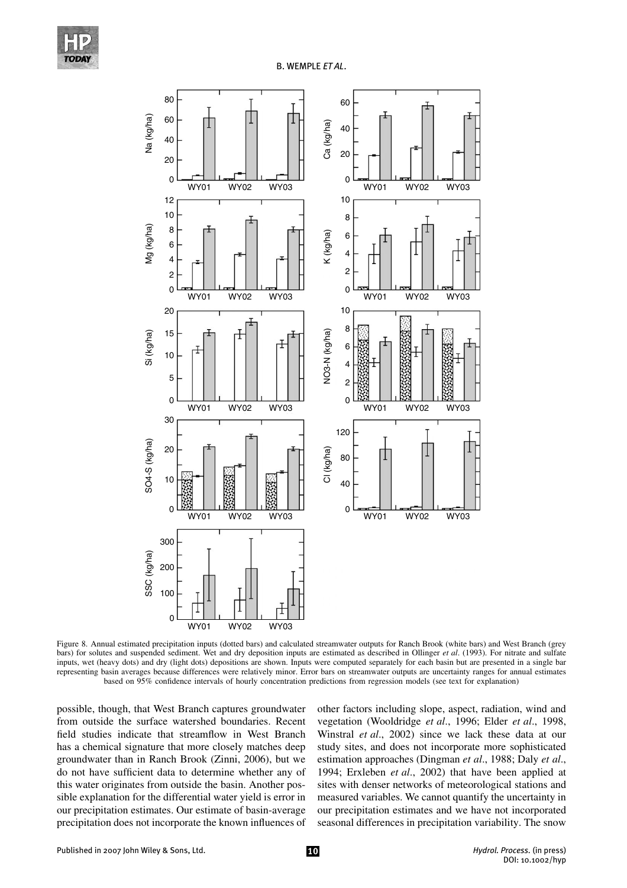Figure 8. Annual estimated precipitation inputs (dotted bars) and calculated streamwater outputs for Ranch Brook (white bars) and West Branch (grey bars) for solutes and suspended sediment. Wet and dry deposition inputs are estimated as described in Ollinger *et al*. (1993). For nitrate and sulfate inputs, wet (heavy dots) and dry (light dots) depositions are shown. Inputs were computed separately for each basin but are presented in a single bar representing basin averages because differences were relatively minor. Error bars on streamwater outputs are uncertainty ranges for annual estimates based on 95% confidence intervals of hourly concentration predictions from regression models (see text for explanation)

possible, though, that West Branch captures groundwater from outside the surface watershed boundaries. Recent field studies indicate that streamflow in West Branch has a chemical signature that more closely matches deep groundwater than in Ranch Brook (Zinni, 2006), but we do not have sufficient data to determine whether any of this water originates from outside the basin. Another possible explanation for the differential water yield is error in our precipitation estimates. Our estimate of basin-average precipitation does not incorporate the known influences of other factors including slope, aspect, radiation, wind and vegetation (Wooldridge *et al*., 1996; Elder *et al*., 1998, Winstral *et al*., 2002) since we lack these data at our study sites, and does not incorporate more sophisticated estimation approaches (Dingman *et al*., 1988; Daly *et al*., 1994; Erxleben *et al*., 2002) that have been applied at sites with denser networks of meteorological stations and measured variables. We cannot quantify the uncertainty in our precipitation estimates and we have not incorporated seasonal differences in precipitation variability. The snow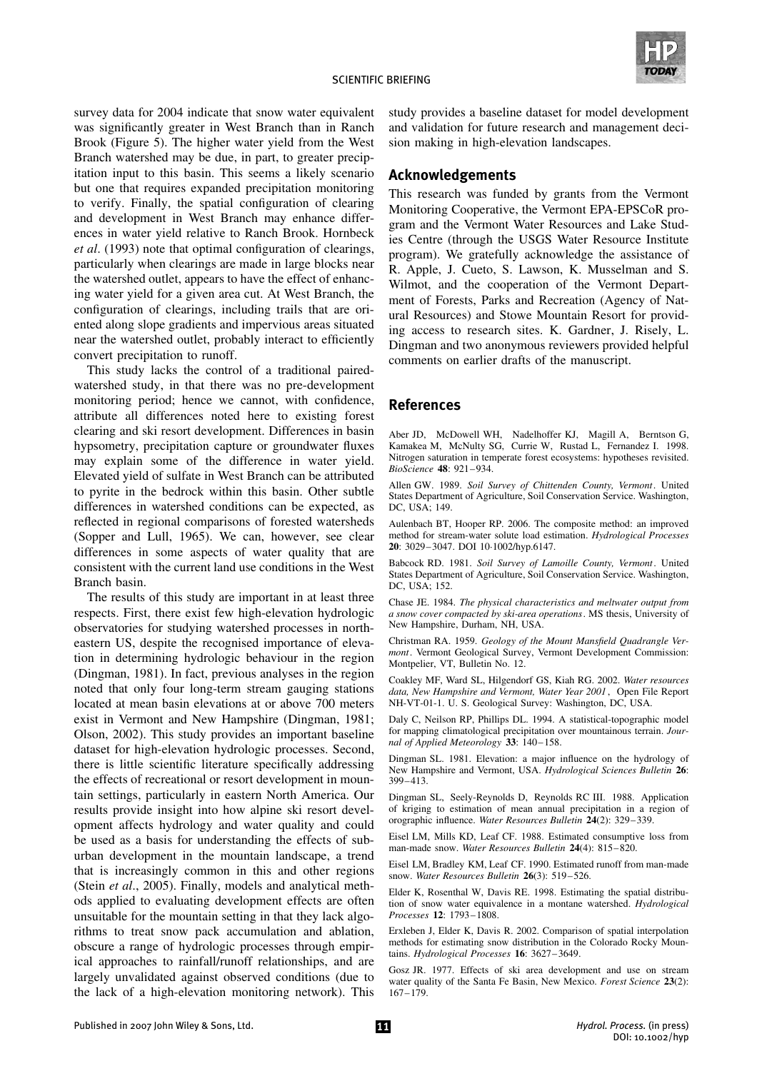survey data for 2004 indicate that snow water equivalent was significantly greater in West Branch than in Ranch Brook (Figure 5). The higher water yield from the West Branch watershed may be due, in part, to greater precipitation input to this basin. This seems a likely scenario but one that requires expanded precipitation monitoring to verify. Finally, the spatial configuration of clearing and development in West Branch may enhance differences in water yield relative to Ranch Brook. Hornbeck *et al*. (1993) note that optimal configuration of clearings, particularly when clearings are made in large blocks near the watershed outlet, appears to have the effect of enhancing water yield for a given area cut. At West Branch, the configuration of clearings, including trails that are oriented along slope gradients and impervious areas situated near the watershed outlet, probably interact to efficiently convert precipitation to runoff.

This study lacks the control of a traditional paired-watershed study, in that there was no pre-development monitoring period; hence we cannot, with confidence, attribute all differences noted here to existing forest clearing and ski resort development. Differences in basin hypsometry, precipitation capture or groundwater fluxes may explain some of the difference in water yield. Elevated yield of sulfate in West Branch can be attributed to pyrite in the bedrock within this basin. Other subtle differences in watershed conditions can be expected, as reflected in regional comparisons of forested watersheds (Sopper and Lull, 1965). We can, however, see clear differences in some aspects of water quality that are consistent with the current land use conditions in the West Branch basin.

The results of this study are important in at least three respects. First, there exist few high-elevation hydrologic observatories for studying watershed processes in northeastern US, despite the recognised importance of elevation in determining hydrologic behaviour in the region (Dingman, 1981). In fact, previous analyses in the region noted that only four long-term stream gauging stations located at mean basin elevations at or above 700 meters exist in Vermont and New Hampshire (Dingman, 1981; Olson, 2002). This study provides an important baseline dataset for high-elevation hydrologic processes. Second, there is little scientific literature specifically addressing the effects of recreational or resort development in mountain settings, particularly in eastern North America. Our results provide insight into how alpine ski resort development affects hydrology and water quality and could be used as a basis for understanding the effects of suburban development in the mountain landscape, a trend that is increasingly common in this and other regions (Stein *et al*., 2005). Finally, models and analytical methods applied to evaluating development effects are often unsuitable for the mountain setting in that they lack algorithms to treat snow pack accumulation and ablation, obscure a range of hydrologic processes through empirical approaches to rainfall/runoff relationships, and are largely unvalidated against observed conditions (due to the lack of a high-elevation monitoring network). This study provides a baseline dataset for model development and validation for future research and management decision making in high-elevation landscapes.

## Acknowledgements

This research was funded by grants from the Vermont Monitoring Cooperative, the Vermont EPA-EPSCoR program and the Vermont Water Resources and Lake Studies Centre (through the USGS Water Resource Institute program). We gratefully acknowledge the assistance of R. Apple, J. Cueto, S. Lawson, K. Musselman and S. Wilmot, and the cooperation of the Vermont Department of Forests, Parks and Recreation (Agency of Natural Resources) and Stowe Mountain Resort for providing access to research sites. K. Gardner, J. Risely, L. Dingman and two anonymous reviewers provided helpful comments on earlier drafts of the manuscript.

## References

Aber JD, McDowell WH, Nadelhoffer KJ, Magill A, Berntson G, Kamakea M, McNulty SG, Currie W, Rustad L, Fernandez I. 1998. Nitrogen saturation in temperate forest ecosystems: hypotheses revisited. *BioScience* **48**: 921–934.

Allen GW. 1989. *Soil Survey of Chittenden County, Vermont*. United States Department of Agriculture, Soil Conservation Service. Washington, DC, USA; 149.

Aulenbach BT, Hooper RP. 2006. The composite method: an improved method for stream-water solute load estimation. *Hydrological Processes* **20**: 3029–3047. DOI 10·1002/hyp.6147.

Babcock RD. 1981. *Soil Survey of Lamoille County, Vermont*. United States Department of Agriculture, Soil Conservation Service. Washington, DC, USA; 152.

Chase JE. 1984. *The physical characteristics and meltwater output from a snow cover compacted by ski-area operations*. MS thesis, University of New Hampshire, Durham, NH, USA.

Christman RA. 1959. *Geology of the Mount Mansfield Quadrangle Vermont*. Vermont Geological Survey, Vermont Development Commission: Montpelier, VT, Bulletin No. 12.

Coakley MF, Ward SL, Hilgendorf GS, Kiah RG. 2002. *Water resources data, New Hampshire and Vermont, Water Year 2001*, Open File Report NH-VT-01-1. U. S. Geological Survey: Washington, DC, USA.

Daly C, Neilson RP, Phillips DL. 1994. A statistical-topographic model for mapping climatological precipitation over mountainous terrain. *Journal of Applied Meteorology* **33**: 140–158.

Dingman SL. 1981. Elevation: a major influence on the hydrology of New Hampshire and Vermont, USA. *Hydrological Sciences Bulletin* **26**: 399–413.

Dingman SL, Seely-Reynolds D, Reynolds RC III. 1988. Application of kriging to estimation of mean annual precipitation in a region of orographic influence. *Water Resources Bulletin* **24**(2): 329–339.

Eisel LM, Mills KD, Leaf CF. 1988. Estimated consumptive loss from man-made snow. *Water Resources Bulletin* **24**(4): 815–820.

Eisel LM, Bradley KM, Leaf CF. 1990. Estimated runoff from man-made snow. *Water Resources Bulletin* **26**(3): 519–526.

Elder K, Rosenthal W, Davis RE. 1998. Estimating the spatial distribution of snow water equivalence in a montane watershed. *Hydrological Processes* **12**: 1793–1808.

Erxleben J, Elder K, Davis R. 2002. Comparison of spatial interpolation methods for estimating snow distribution in the Colorado Rocky Mountains. *Hydrological Processes* **16**: 3627–3649.

Gosz JR. 1977. Effects of ski area development and use on stream water quality of the Santa Fe Basin, New Mexico. *Forest Science* **23**(2): 167–179.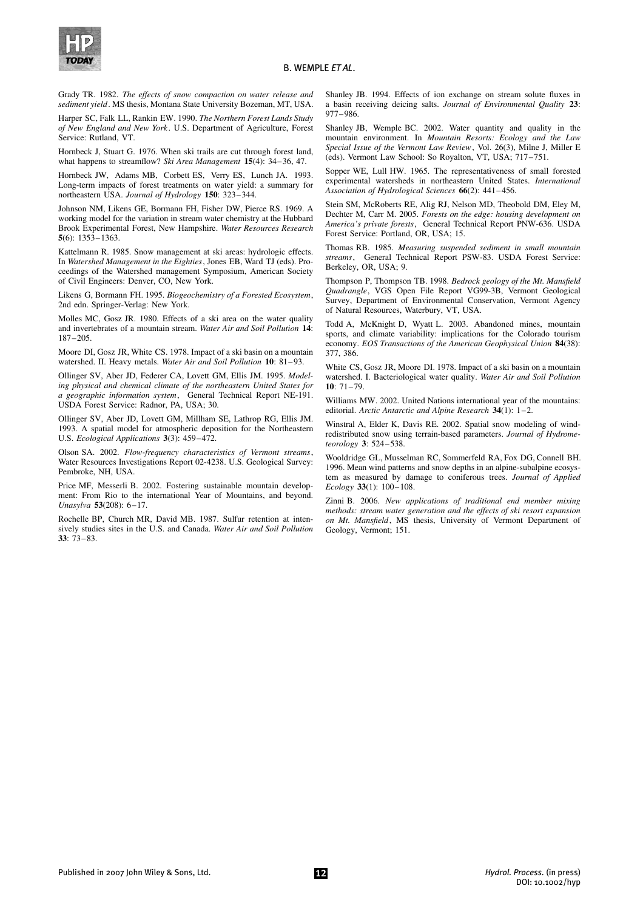Grady TR. 1982. *The effects of snow compaction on water release and sediment yield*. MS thesis, Montana State University Bozeman, MT, USA.

Harper SC, Falk LL, Rankin EW. 1990. *The Northern Forest Lands Study of New England and New York*. U.S. Department of Agriculture, Forest Service: Rutland, VT.

Hornbeck J, Stuart G. 1976. When ski trails are cut through forest land, what happens to streamflow? *Ski Area Management* **15**(4): 34–36, 47.

Hornbeck JW, Adams MB, Corbett ES, Verry ES, Lunch JA. 1993. Long-term impacts of forest treatments on water yield: a summary for northeastern USA. *Journal of Hydrology* **150**: 323–344.

Johnson NM, Likens GE, Bormann FH, Fisher DW, Pierce RS. 1969. A working model for the variation in stream water chemistry at the Hubbard Brook Experimental Forest, New Hampshire. *Water Resources Research* **5**(6): 1353–1363.

Kattelmann R. 1985. Snow management at ski areas: hydrologic effects. In *Watershed Management in the Eighties*, Jones EB, Ward TJ (eds). Proceedings of the Watershed management Symposium, American Society of Civil Engineers: Denver, CO, New York.

Likens G, Bormann FH. 1995. *Biogeochemistry of a Forested Ecosystem*, 2nd edn. Springer-Verlag: New York.

Molles MC, Gosz JR. 1980. Effects of a ski area on the water quality and invertebrates of a mountain stream. *Water Air and Soil Pollution* **14**: 187–205.

Moore DI, Gosz JR, White CS. 1978. Impact of a ski basin on a mountain watershed. II. Heavy metals. *Water Air and Soil Pollution* **10**: 81–93.

Ollinger SV, Aber JD, Federer CA, Lovett GM, Ellis JM. 1995. *Modeling physical and chemical climate of the northeastern United States for a geographic information system*, General Technical Report NE-191. USDA Forest Service: Radnor, PA, USA; 30.

Ollinger SV, Aber JD, Lovett GM, Millham SE, Lathrop RG, Ellis JM. 1993. A spatial model for atmospheric deposition for the Northeastern U.S. *Ecological Applications* **3**(3): 459–472.

Olson SA. 2002. *Flow-frequency characteristics of Vermont streams*, Water Resources Investigations Report 02-4238. U.S. Geological Survey: Pembroke, NH, USA.

Price MF, Messerli B. 2002. Fostering sustainable mountain development: From Rio to the international Year of Mountains, and beyond. *Unasylva* **53**(208): 6–17.

Rochelle BP, Church MR, David MB. 1987. Sulfur retention at intensively studies sites in the U.S. and Canada. *Water Air and Soil Pollution* **33**: 73–83.

Shanley JB. 1994. Effects of ion exchange on stream solute fluxes in a basin receiving deicing salts. *Journal of Environmental Quality* **23**: 977–986.

Shanley JB, Wemple BC. 2002. Water quantity and quality in the mountain environment. In *Mountain Resorts: Ecology and the Law Special Issue of the Vermont Law Review*, Vol. 26(3), Milne J, Miller E (eds). Vermont Law School: So Royalton, VT, USA; 717–751.

Sopper WE, Lull HW. 1965. The representativeness of small forested experimental watersheds in northeastern United States. *International Association of Hydrological Sciences* **66**(2): 441–456.

Stein SM, McRoberts RE, Alig RJ, Nelson MD, Theobold DM, Eley M, Dechter M, Carr M. 2005. *Forests on the edge: housing development on America's private forests*, General Technical Report PNW-636. USDA Forest Service: Portland, OR, USA; 15.

Thomas RB. 1985. *Measuring suspended sediment in small mountain streams*, General Technical Report PSW-83. USDA Forest Service: Berkeley, OR, USA; 9.

Thompson P, Thompson TB. 1998. *Bedrock geology of the Mt. Mansfield Quadrangle*, VGS Open File Report VG99-3B, Vermont Geological Survey, Department of Environmental Conservation, Vermont Agency of Natural Resources, Waterbury, VT, USA.

Todd A, McKnight D, Wyatt L. 2003. Abandoned mines, mountain sports, and climate variability: implications for the Colorado tourism economy. *EOS Transactions of the American Geophysical Union* **84**(38): 377, 386.

White CS, Gosz JR, Moore DI. 1978. Impact of a ski basin on a mountain watershed. I. Bacteriological water quality. *Water Air and Soil Pollution* **10**: 71–79.

Williams MW. 2002. United Nations international year of the mountains: editorial. *Arctic Antarctic and Alpine Research* **34**(1): 1–2.

Winstral A, Elder K, Davis RE. 2002. Spatial snow modeling of wind-redistributed snow using terrain-based parameters. *Journal of Hydrometeorology* **3**: 524–538.

Wooldridge GL, Musselman RC, Sommerfeld RA, Fox DG, Connell BH. 1996. Mean wind patterns and snow depths in an alpine-subalpine ecosystem as measured by damage to coniferous trees. *Journal of Applied Ecology* **33**(1): 100–108.

Zinni B. 2006. *New applications of traditional end member mixing methods: stream water generation and the effects of ski resort expansion on Mt. Mansfield*, MS thesis, University of Vermont Department of Geology, Vermont; 151.